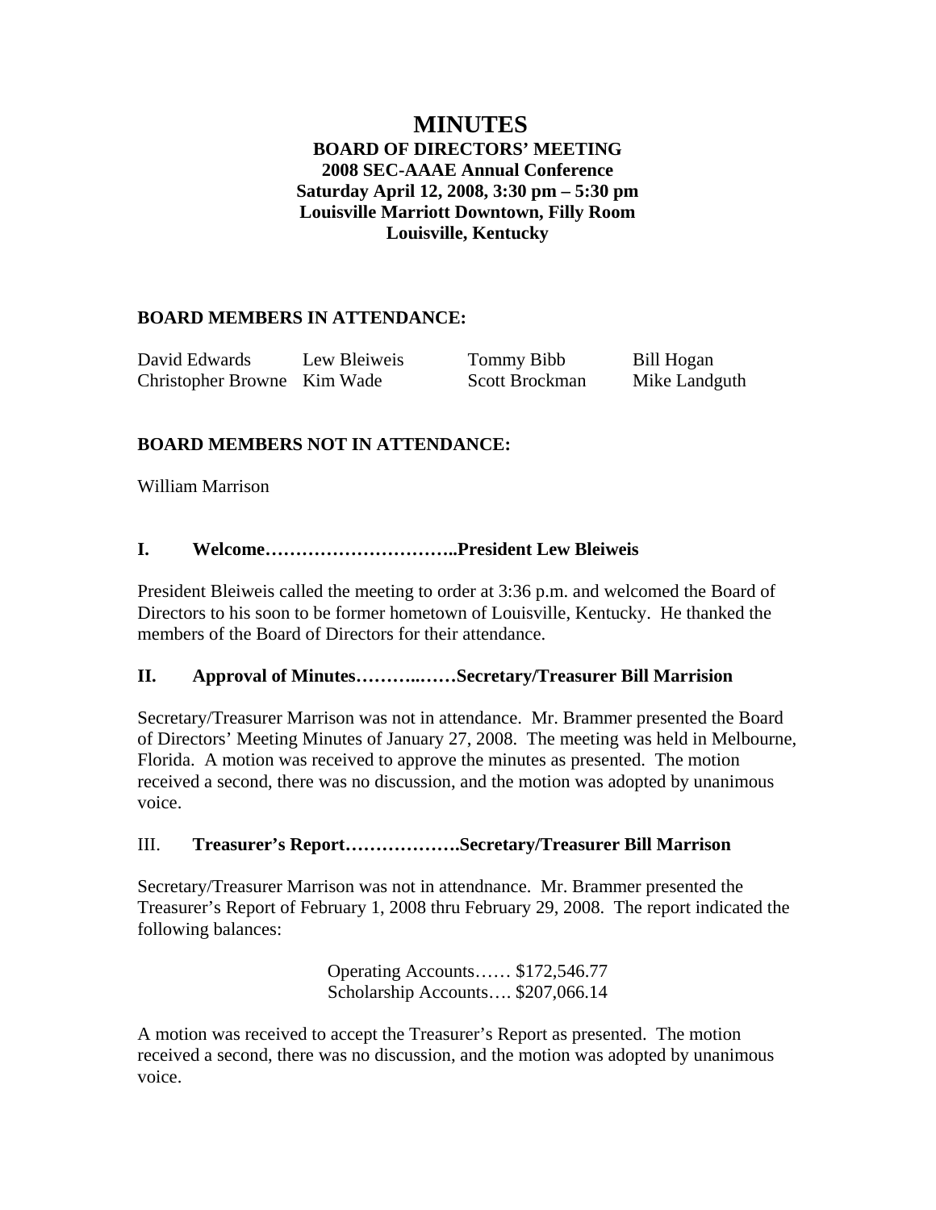# MINUTES

**BOARD OF DIRECTORS' MEETING**
**2008 SEC-AAAE Annual Conference**
**Saturday April 12, 2008, 3:30 pm – 5:30 pm**
**Louisville Marriott Downtown, Filly Room**
**Louisville, Kentucky**

## BOARD MEMBERS IN ATTENDANCE:

| | | | |
|---|---|---|---|
| David Edwards | Lew Bleiweis | Tommy Bibb | Bill Hogan |
| Christopher Browne | Kim Wade | Scott Brockman | Mike Landguth |

## BOARD MEMBERS NOT IN ATTENDANCE:

William Marrison

### I. Welcome…………………………..President Lew Bleiweis

President Bleiweis called the meeting to order at 3:36 p.m. and welcomed the Board of Directors to his soon to be former hometown of Louisville, Kentucky. He thanked the members of the Board of Directors for their attendance.

### II. Approval of Minutes………..……Secretary/Treasurer Bill Marrision

Secretary/Treasurer Marrison was not in attendance. Mr. Brammer presented the Board of Directors' Meeting Minutes of January 27, 2008. The meeting was held in Melbourne, Florida. A motion was received to approve the minutes as presented. The motion received a second, there was no discussion, and the motion was adopted by unanimous voice.

### III. Treasurer's Report……………….Secretary/Treasurer Bill Marrison

Secretary/Treasurer Marrison was not in attendnance. Mr. Brammer presented the Treasurer's Report of February 1, 2008 thru February 29, 2008. The report indicated the following balances:

Operating Accounts…… $172,546.77
Scholarship Accounts…. $207,066.14

A motion was received to accept the Treasurer's Report as presented. The motion received a second, there was no discussion, and the motion was adopted by unanimous voice.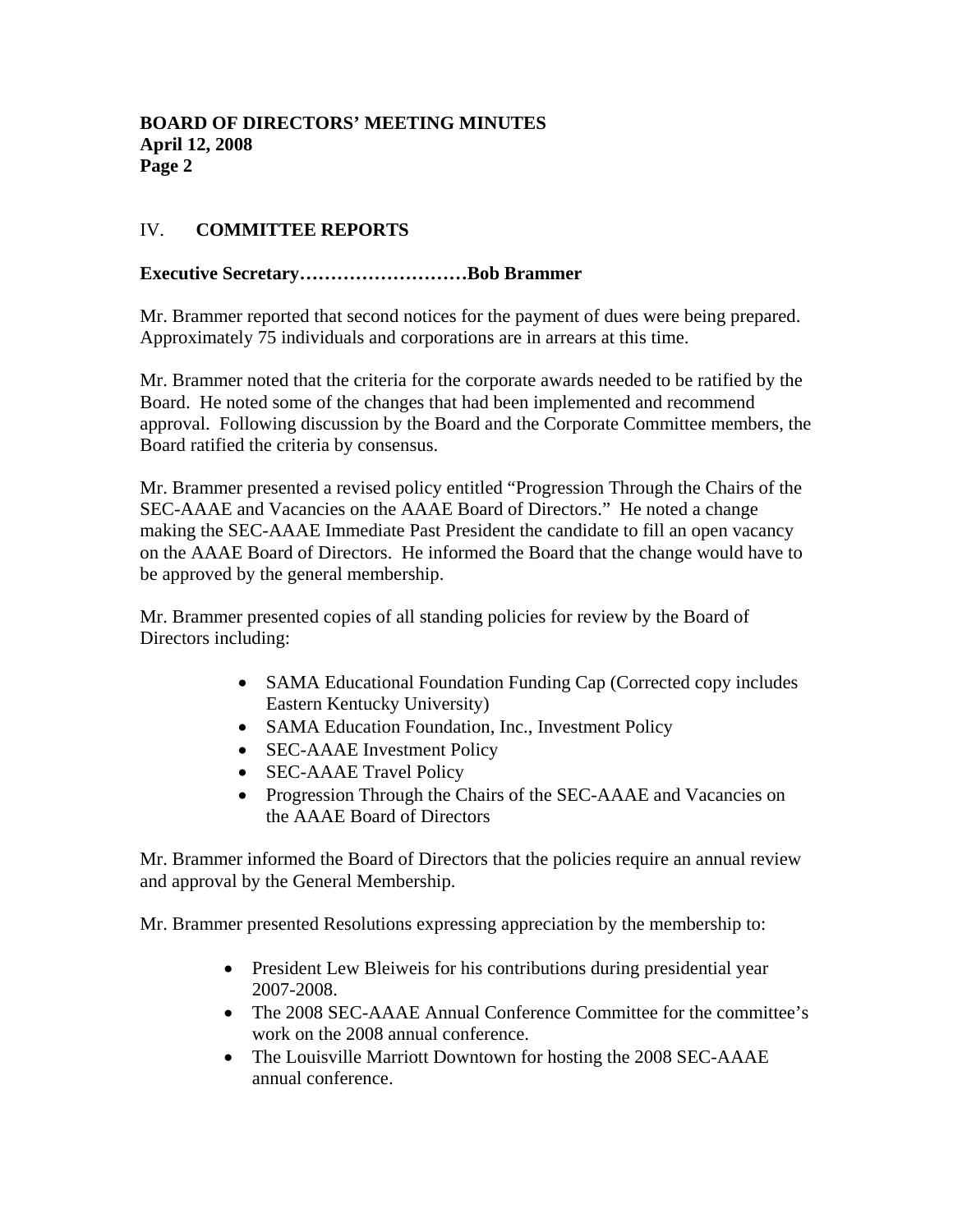## IV. COMMITTEE REPORTS

**Executive Secretary………………………Bob Brammer**

Mr. Brammer reported that second notices for the payment of dues were being prepared. Approximately 75 individuals and corporations are in arrears at this time.

Mr. Brammer noted that the criteria for the corporate awards needed to be ratified by the Board. He noted some of the changes that had been implemented and recommend approval. Following discussion by the Board and the Corporate Committee members, the Board ratified the criteria by consensus.

Mr. Brammer presented a revised policy entitled "Progression Through the Chairs of the SEC-AAAE and Vacancies on the AAAE Board of Directors." He noted a change making the SEC-AAAE Immediate Past President the candidate to fill an open vacancy on the AAAE Board of Directors. He informed the Board that the change would have to be approved by the general membership.

Mr. Brammer presented copies of all standing policies for review by the Board of Directors including:

- SAMA Educational Foundation Funding Cap (Corrected copy includes Eastern Kentucky University)
- SAMA Education Foundation, Inc., Investment Policy
- SEC-AAAE Investment Policy
- SEC-AAAE Travel Policy
- Progression Through the Chairs of the SEC-AAAE and Vacancies on the AAAE Board of Directors

Mr. Brammer informed the Board of Directors that the policies require an annual review and approval by the General Membership.

Mr. Brammer presented Resolutions expressing appreciation by the membership to:

- President Lew Bleiweis for his contributions during presidential year 2007-2008.
- The 2008 SEC-AAAE Annual Conference Committee for the committee's work on the 2008 annual conference.
- The Louisville Marriott Downtown for hosting the 2008 SEC-AAAE annual conference.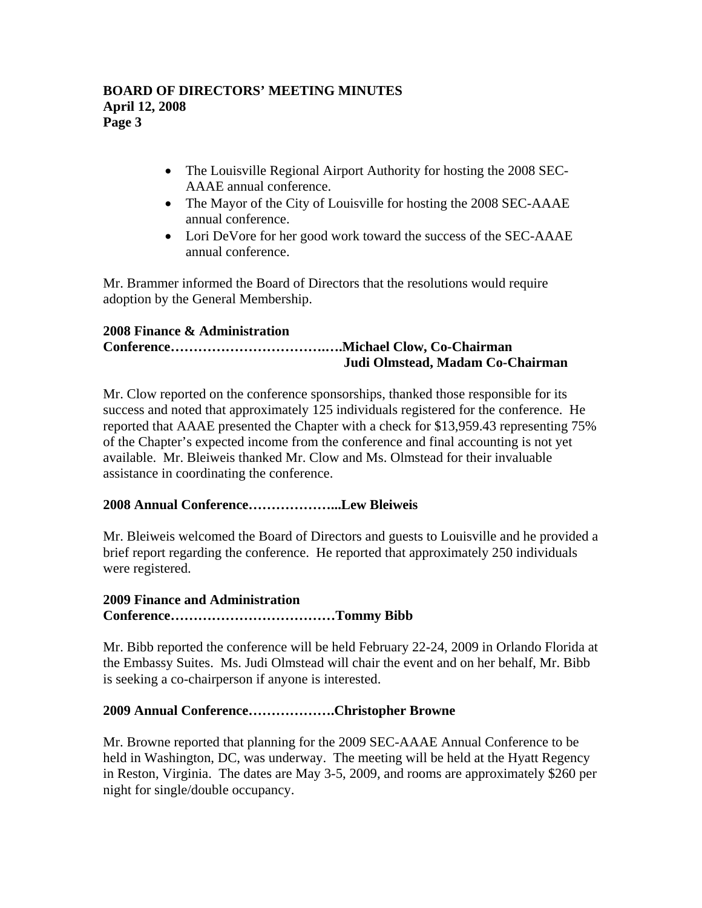- The Louisville Regional Airport Authority for hosting the 2008 SEC-AAAE annual conference.
- The Mayor of the City of Louisville for hosting the 2008 SEC-AAAE annual conference.
- Lori DeVore for her good work toward the success of the SEC-AAAE annual conference.

Mr. Brammer informed the Board of Directors that the resolutions would require adoption by the General Membership.

**2008 Finance & Administration Conference……………………………..….Michael Clow, Co-Chairman**
**Judi Olmstead, Madam Co-Chairman**

Mr. Clow reported on the conference sponsorships, thanked those responsible for its success and noted that approximately 125 individuals registered for the conference. He reported that AAAE presented the Chapter with a check for $13,959.43 representing 75% of the Chapter's expected income from the conference and final accounting is not yet available. Mr. Bleiweis thanked Mr. Clow and Ms. Olmstead for their invaluable assistance in coordinating the conference.

**2008 Annual Conference………………...Lew Bleiweis**

Mr. Bleiweis welcomed the Board of Directors and guests to Louisville and he provided a brief report regarding the conference. He reported that approximately 250 individuals were registered.

**2009 Finance and Administration Conference………………………………Tommy Bibb**

Mr. Bibb reported the conference will be held February 22-24, 2009 in Orlando Florida at the Embassy Suites. Ms. Judi Olmstead will chair the event and on her behalf, Mr. Bibb is seeking a co-chairperson if anyone is interested.

**2009 Annual Conference……………….Christopher Browne**

Mr. Browne reported that planning for the 2009 SEC-AAAE Annual Conference to be held in Washington, DC, was underway. The meeting will be held at the Hyatt Regency in Reston, Virginia. The dates are May 3-5, 2009, and rooms are approximately $260 per night for single/double occupancy.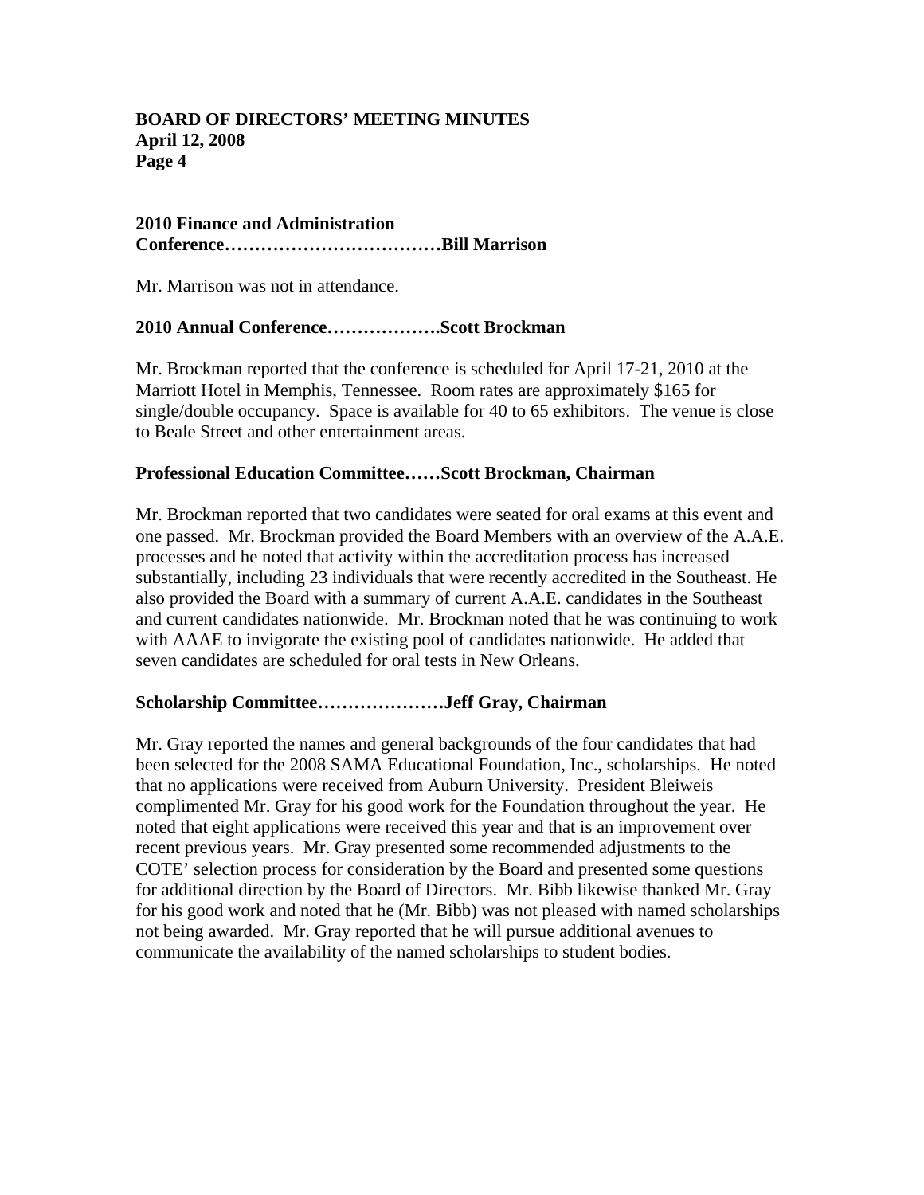**2010 Finance and Administration Conference………………………………Bill Marrison**

Mr. Marrison was not in attendance.

**2010 Annual Conference……………….Scott Brockman**

Mr. Brockman reported that the conference is scheduled for April 17-21, 2010 at the Marriott Hotel in Memphis, Tennessee. Room rates are approximately $165 for single/double occupancy. Space is available for 40 to 65 exhibitors. The venue is close to Beale Street and other entertainment areas.

**Professional Education Committee……Scott Brockman, Chairman**

Mr. Brockman reported that two candidates were seated for oral exams at this event and one passed. Mr. Brockman provided the Board Members with an overview of the A.A.E. processes and he noted that activity within the accreditation process has increased substantially, including 23 individuals that were recently accredited in the Southeast. He also provided the Board with a summary of current A.A.E. candidates in the Southeast and current candidates nationwide. Mr. Brockman noted that he was continuing to work with AAAE to invigorate the existing pool of candidates nationwide. He added that seven candidates are scheduled for oral tests in New Orleans.

**Scholarship Committee…………………Jeff Gray, Chairman**

Mr. Gray reported the names and general backgrounds of the four candidates that had been selected for the 2008 SAMA Educational Foundation, Inc., scholarships. He noted that no applications were received from Auburn University. President Bleiweis complimented Mr. Gray for his good work for the Foundation throughout the year. He noted that eight applications were received this year and that is an improvement over recent previous years. Mr. Gray presented some recommended adjustments to the COTE' selection process for consideration by the Board and presented some questions for additional direction by the Board of Directors. Mr. Bibb likewise thanked Mr. Gray for his good work and noted that he (Mr. Bibb) was not pleased with named scholarships not being awarded. Mr. Gray reported that he will pursue additional avenues to communicate the availability of the named scholarships to student bodies.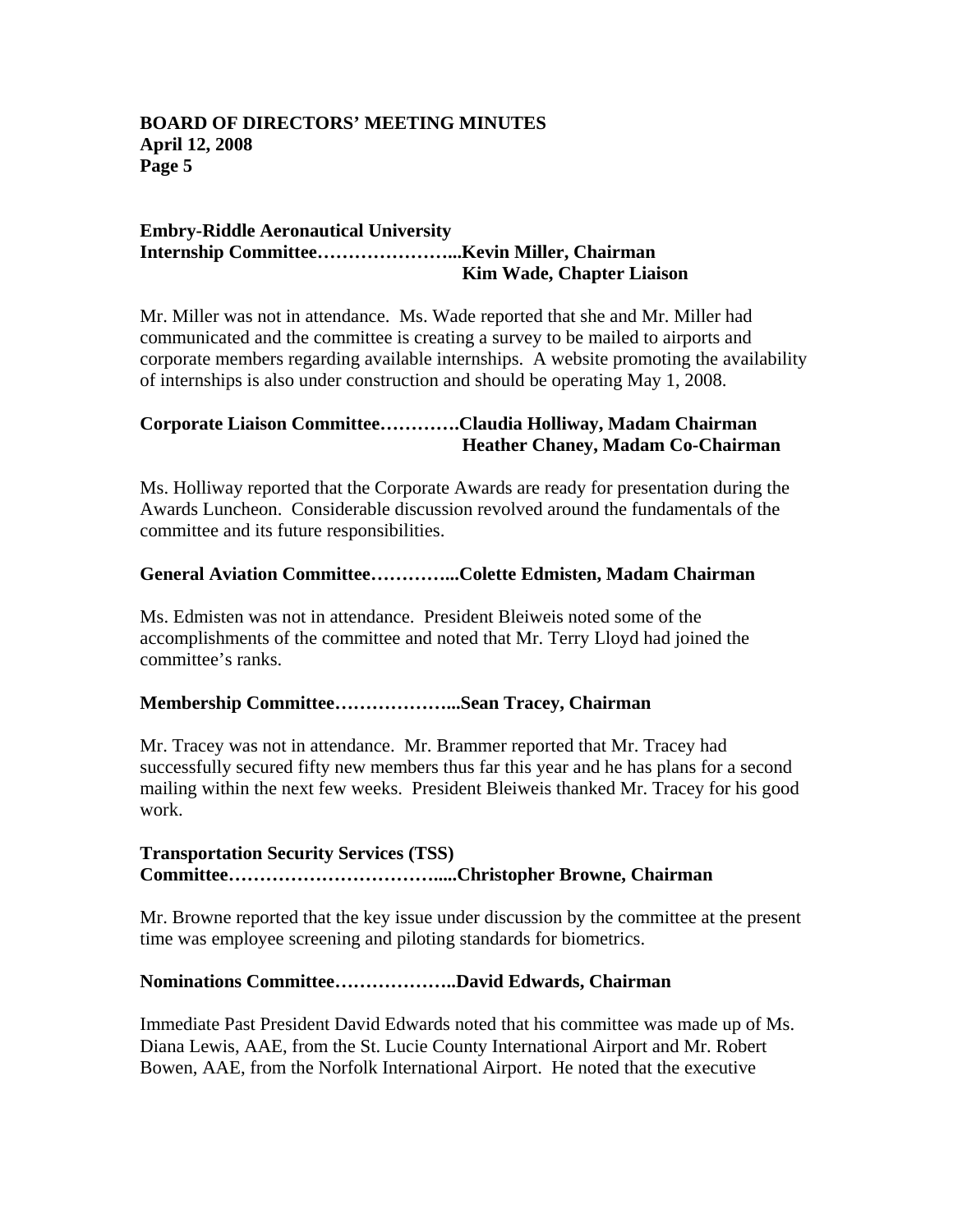**Embry-Riddle Aeronautical University Internship Committee…………………...Kevin Miller, Chairman**
**Kim Wade, Chapter Liaison**

Mr. Miller was not in attendance. Ms. Wade reported that she and Mr. Miller had communicated and the committee is creating a survey to be mailed to airports and corporate members regarding available internships. A website promoting the availability of internships is also under construction and should be operating May 1, 2008.

**Corporate Liaison Committee…………Claudia Holliway, Madam Chairman**
**Heather Chaney, Madam Co-Chairman**

Ms. Holliway reported that the Corporate Awards are ready for presentation during the Awards Luncheon. Considerable discussion revolved around the fundamentals of the committee and its future responsibilities.

**General Aviation Committee…………...Colette Edmisten, Madam Chairman**

Ms. Edmisten was not in attendance. President Bleiweis noted some of the accomplishments of the committee and noted that Mr. Terry Lloyd had joined the committee's ranks.

**Membership Committee………………...Sean Tracey, Chairman**

Mr. Tracey was not in attendance. Mr. Brammer reported that Mr. Tracey had successfully secured fifty new members thus far this year and he has plans for a second mailing within the next few weeks. President Bleiweis thanked Mr. Tracey for his good work.

**Transportation Security Services (TSS) Committee…………………………….....Christopher Browne, Chairman**

Mr. Browne reported that the key issue under discussion by the committee at the present time was employee screening and piloting standards for biometrics.

**Nominations Committee………………..David Edwards, Chairman**

Immediate Past President David Edwards noted that his committee was made up of Ms. Diana Lewis, AAE, from the St. Lucie County International Airport and Mr. Robert Bowen, AAE, from the Norfolk International Airport. He noted that the executive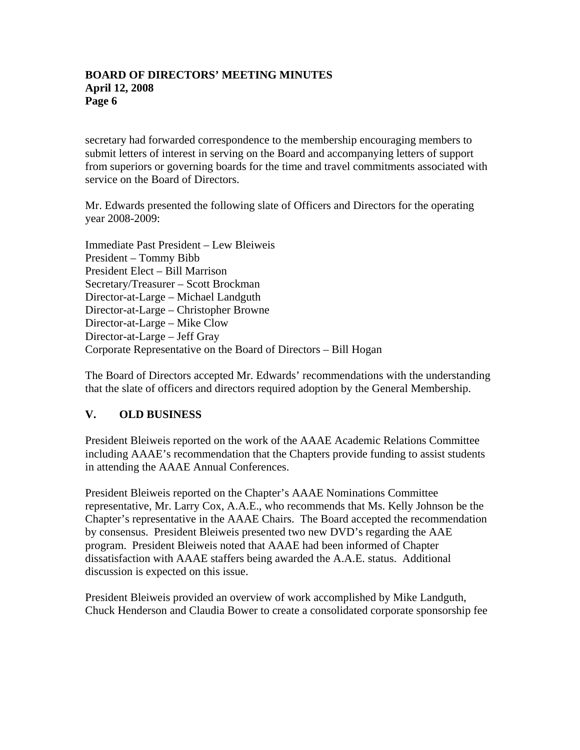secretary had forwarded correspondence to the membership encouraging members to submit letters of interest in serving on the Board and accompanying letters of support from superiors or governing boards for the time and travel commitments associated with service on the Board of Directors.

Mr. Edwards presented the following slate of Officers and Directors for the operating year 2008-2009:

Immediate Past President – Lew Bleiweis
President – Tommy Bibb
President Elect – Bill Marrison
Secretary/Treasurer – Scott Brockman
Director-at-Large – Michael Landguth
Director-at-Large – Christopher Browne
Director-at-Large – Mike Clow
Director-at-Large – Jeff Gray
Corporate Representative on the Board of Directors – Bill Hogan

The Board of Directors accepted Mr. Edwards' recommendations with the understanding that the slate of officers and directors required adoption by the General Membership.

## V. OLD BUSINESS

President Bleiweis reported on the work of the AAAE Academic Relations Committee including AAAE's recommendation that the Chapters provide funding to assist students in attending the AAAE Annual Conferences.

President Bleiweis reported on the Chapter's AAAE Nominations Committee representative, Mr. Larry Cox, A.A.E., who recommends that Ms. Kelly Johnson be the Chapter's representative in the AAAE Chairs. The Board accepted the recommendation by consensus. President Bleiweis presented two new DVD's regarding the AAE program. President Bleiweis noted that AAAE had been informed of Chapter dissatisfaction with AAAE staffers being awarded the A.A.E. status. Additional discussion is expected on this issue.

President Bleiweis provided an overview of work accomplished by Mike Landguth, Chuck Henderson and Claudia Bower to create a consolidated corporate sponsorship fee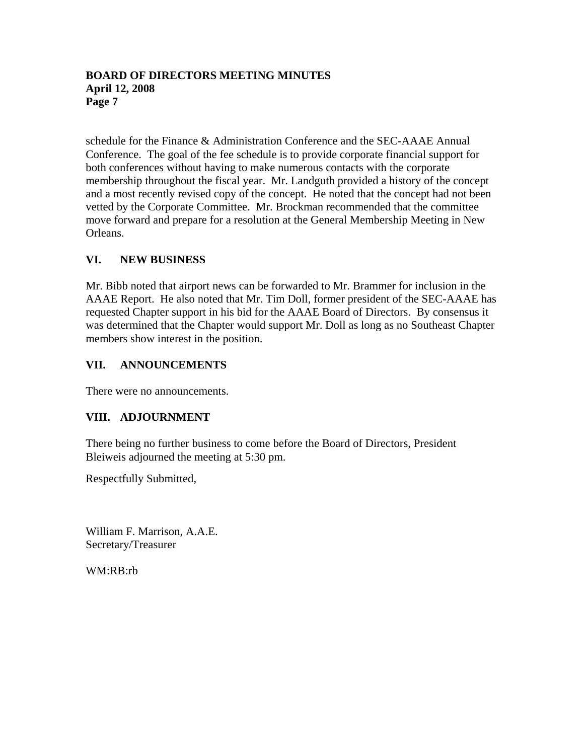schedule for the Finance & Administration Conference and the SEC-AAAE Annual Conference. The goal of the fee schedule is to provide corporate financial support for both conferences without having to make numerous contacts with the corporate membership throughout the fiscal year. Mr. Landguth provided a history of the concept and a most recently revised copy of the concept. He noted that the concept had not been vetted by the Corporate Committee. Mr. Brockman recommended that the committee move forward and prepare for a resolution at the General Membership Meeting in New Orleans.

## VI. NEW BUSINESS

Mr. Bibb noted that airport news can be forwarded to Mr. Brammer for inclusion in the AAAE Report. He also noted that Mr. Tim Doll, former president of the SEC-AAAE has requested Chapter support in his bid for the AAAE Board of Directors. By consensus it was determined that the Chapter would support Mr. Doll as long as no Southeast Chapter members show interest in the position.

## VII. ANNOUNCEMENTS

There were no announcements.

## VIII. ADJOURNMENT

There being no further business to come before the Board of Directors, President Bleiweis adjourned the meeting at 5:30 pm.

Respectfully Submitted,

William F. Marrison, A.A.E.
Secretary/Treasurer

WM:RB:rb